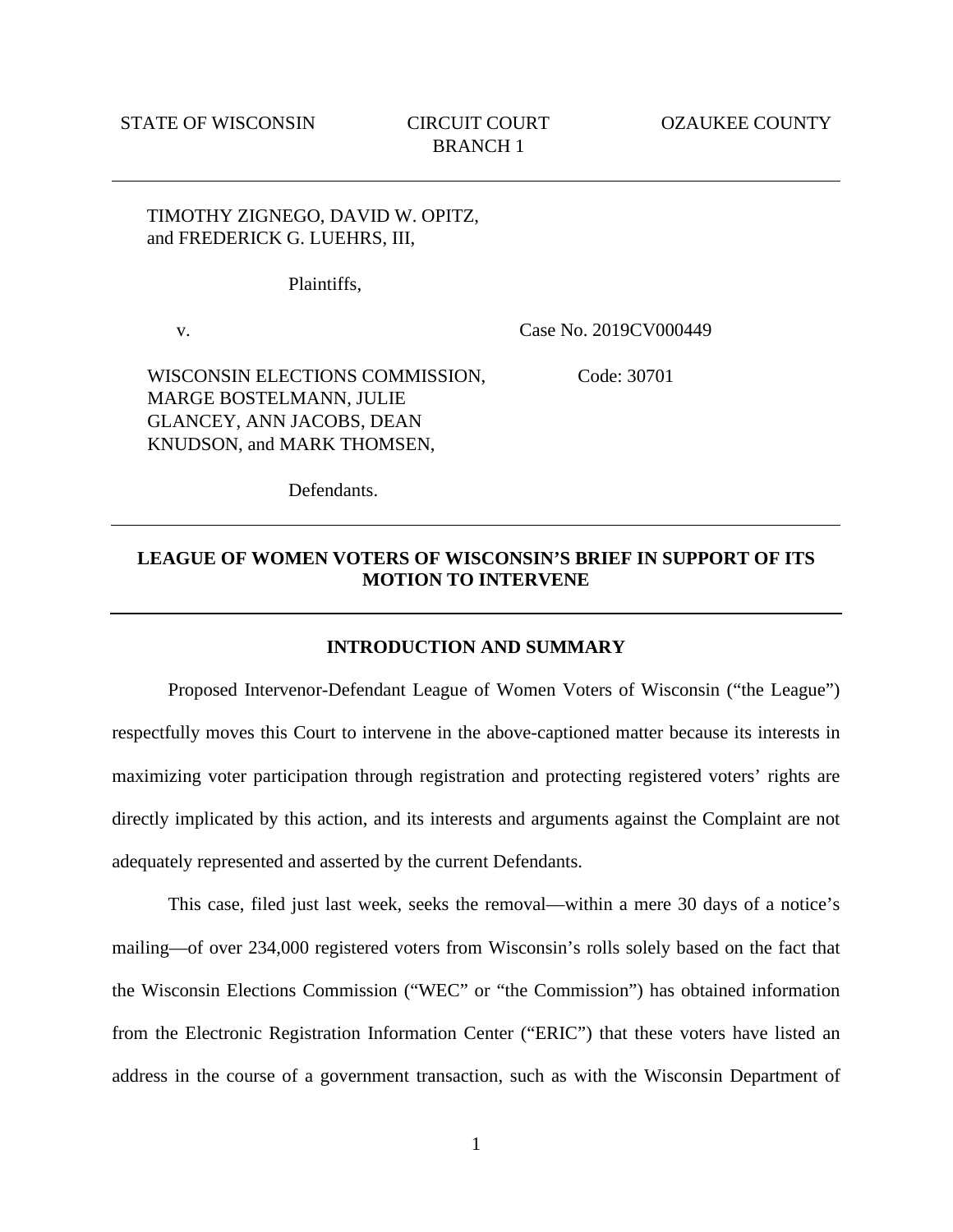STATE OF WISCONSIN CIRCUIT COURT OZAUKEE COUNTY
BRANCH 1

---

TIMOTHY ZIGNEGO, DAVID W. OPITZ,
and FREDERICK G. LUEHRS, III,

Plaintiffs,

v. Case No. 2019CV000449

WISCONSIN ELECTIONS COMMISSION, Code: 30701
MARGE BOSTELMANN, JULIE
GLANCEY, ANN JACOBS, DEAN
KNUDSON, and MARK THOMSEN,

Defendants.

---

**LEAGUE OF WOMEN VOTERS OF WISCONSIN'S BRIEF IN SUPPORT OF ITS MOTION TO INTERVENE**

---

**INTRODUCTION AND SUMMARY**

Proposed Intervenor-Defendant League of Women Voters of Wisconsin ("the League") respectfully moves this Court to intervene in the above-captioned matter because its interests in maximizing voter participation through registration and protecting registered voters' rights are directly implicated by this action, and its interests and arguments against the Complaint are not adequately represented and asserted by the current Defendants.

This case, filed just last week, seeks the removal—within a mere 30 days of a notice's mailing—of over 234,000 registered voters from Wisconsin's rolls solely based on the fact that the Wisconsin Elections Commission ("WEC" or "the Commission") has obtained information from the Electronic Registration Information Center ("ERIC") that these voters have listed an address in the course of a government transaction, such as with the Wisconsin Department of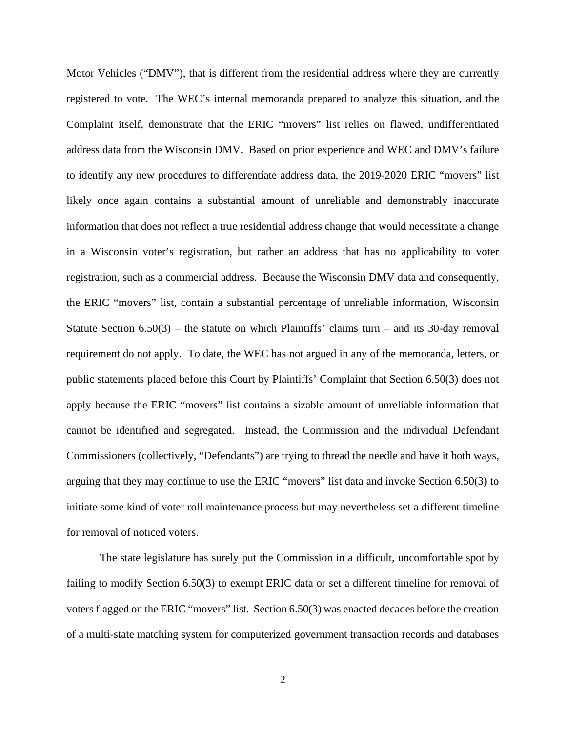Motor Vehicles ("DMV"), that is different from the residential address where they are currently registered to vote. The WEC's internal memoranda prepared to analyze this situation, and the Complaint itself, demonstrate that the ERIC "movers" list relies on flawed, undifferentiated address data from the Wisconsin DMV. Based on prior experience and WEC and DMV's failure to identify any new procedures to differentiate address data, the 2019-2020 ERIC "movers" list likely once again contains a substantial amount of unreliable and demonstrably inaccurate information that does not reflect a true residential address change that would necessitate a change in a Wisconsin voter's registration, but rather an address that has no applicability to voter registration, such as a commercial address. Because the Wisconsin DMV data and consequently, the ERIC "movers" list, contain a substantial percentage of unreliable information, Wisconsin Statute Section 6.50(3) – the statute on which Plaintiffs' claims turn – and its 30-day removal requirement do not apply. To date, the WEC has not argued in any of the memoranda, letters, or public statements placed before this Court by Plaintiffs' Complaint that Section 6.50(3) does not apply because the ERIC "movers" list contains a sizable amount of unreliable information that cannot be identified and segregated. Instead, the Commission and the individual Defendant Commissioners (collectively, "Defendants") are trying to thread the needle and have it both ways, arguing that they may continue to use the ERIC "movers" list data and invoke Section 6.50(3) to initiate some kind of voter roll maintenance process but may nevertheless set a different timeline for removal of noticed voters.

The state legislature has surely put the Commission in a difficult, uncomfortable spot by failing to modify Section 6.50(3) to exempt ERIC data or set a different timeline for removal of voters flagged on the ERIC "movers" list. Section 6.50(3) was enacted decades before the creation of a multi-state matching system for computerized government transaction records and databases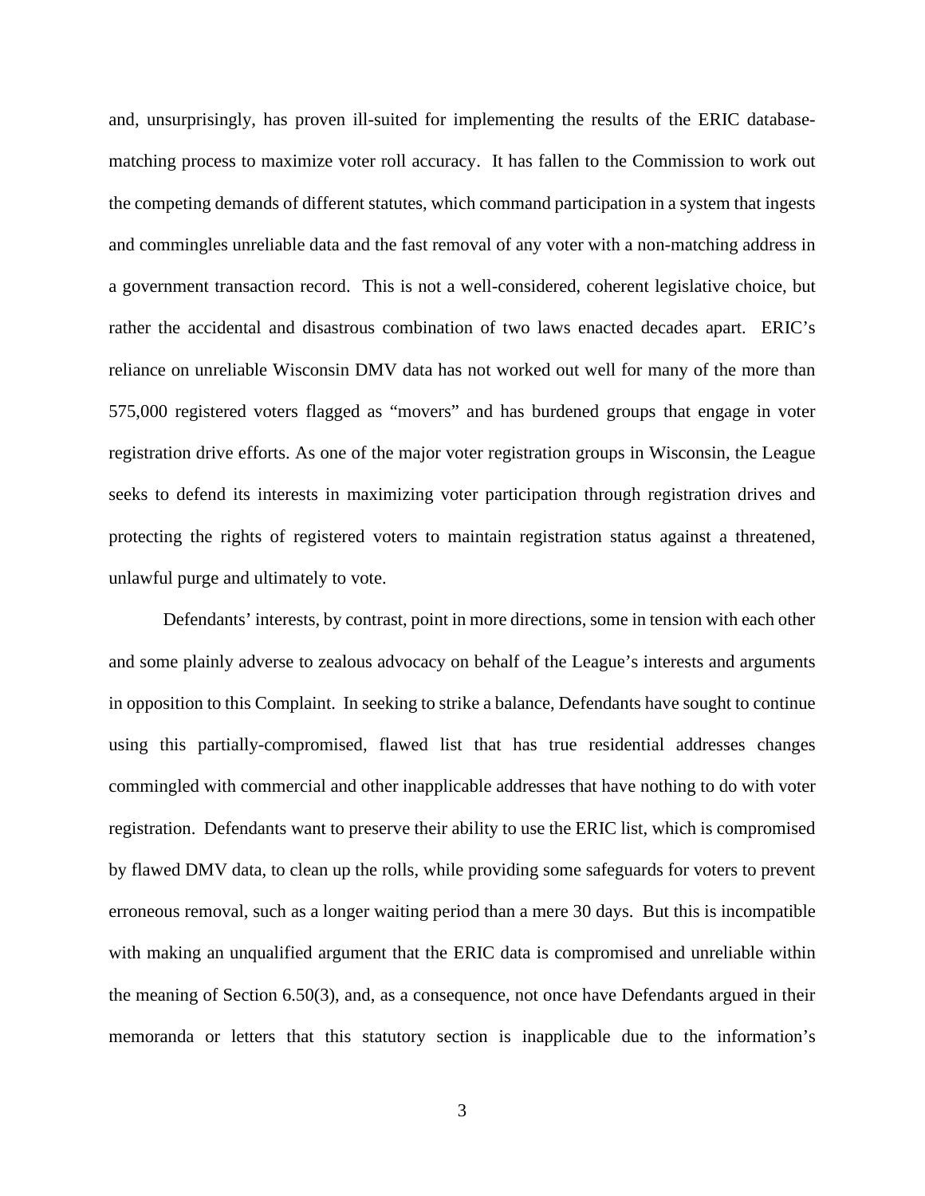and, unsurprisingly, has proven ill-suited for implementing the results of the ERIC database-matching process to maximize voter roll accuracy. It has fallen to the Commission to work out the competing demands of different statutes, which command participation in a system that ingests and commingles unreliable data and the fast removal of any voter with a non-matching address in a government transaction record. This is not a well-considered, coherent legislative choice, but rather the accidental and disastrous combination of two laws enacted decades apart. ERIC's reliance on unreliable Wisconsin DMV data has not worked out well for many of the more than 575,000 registered voters flagged as "movers" and has burdened groups that engage in voter registration drive efforts. As one of the major voter registration groups in Wisconsin, the League seeks to defend its interests in maximizing voter participation through registration drives and protecting the rights of registered voters to maintain registration status against a threatened, unlawful purge and ultimately to vote.

Defendants' interests, by contrast, point in more directions, some in tension with each other and some plainly adverse to zealous advocacy on behalf of the League's interests and arguments in opposition to this Complaint. In seeking to strike a balance, Defendants have sought to continue using this partially-compromised, flawed list that has true residential addresses changes commingled with commercial and other inapplicable addresses that have nothing to do with voter registration. Defendants want to preserve their ability to use the ERIC list, which is compromised by flawed DMV data, to clean up the rolls, while providing some safeguards for voters to prevent erroneous removal, such as a longer waiting period than a mere 30 days. But this is incompatible with making an unqualified argument that the ERIC data is compromised and unreliable within the meaning of Section 6.50(3), and, as a consequence, not once have Defendants argued in their memoranda or letters that this statutory section is inapplicable due to the information's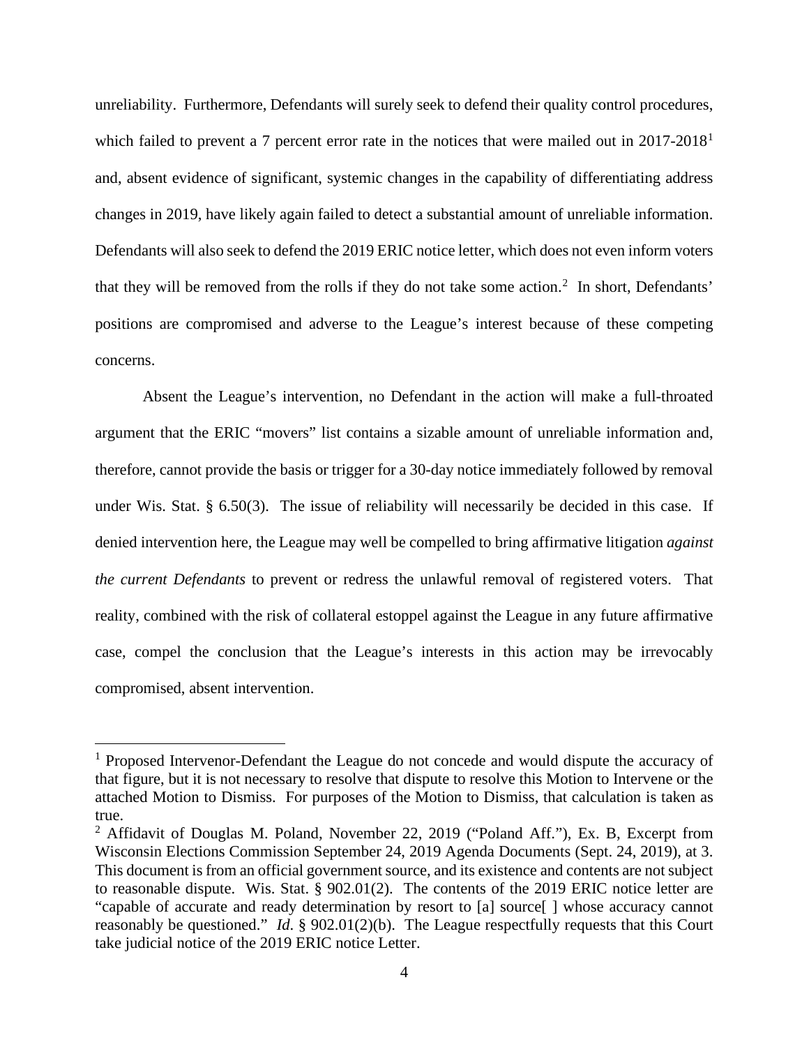unreliability. Furthermore, Defendants will surely seek to defend their quality control procedures, which failed to prevent a 7 percent error rate in the notices that were mailed out in 2017-2018[1] and, absent evidence of significant, systemic changes in the capability of differentiating address changes in 2019, have likely again failed to detect a substantial amount of unreliable information. Defendants will also seek to defend the 2019 ERIC notice letter, which does not even inform voters that they will be removed from the rolls if they do not take some action.[2] In short, Defendants' positions are compromised and adverse to the League's interest because of these competing concerns.

Absent the League's intervention, no Defendant in the action will make a full-throated argument that the ERIC "movers" list contains a sizable amount of unreliable information and, therefore, cannot provide the basis or trigger for a 30-day notice immediately followed by removal under Wis. Stat. § 6.50(3). The issue of reliability will necessarily be decided in this case. If denied intervention here, the League may well be compelled to bring affirmative litigation *against the current Defendants* to prevent or redress the unlawful removal of registered voters. That reality, combined with the risk of collateral estoppel against the League in any future affirmative case, compel the conclusion that the League's interests in this action may be irrevocably compromised, absent intervention.

---

[1] Proposed Intervenor-Defendant the League do not concede and would dispute the accuracy of that figure, but it is not necessary to resolve that dispute to resolve this Motion to Intervene or the attached Motion to Dismiss. For purposes of the Motion to Dismiss, that calculation is taken as true.

[2] Affidavit of Douglas M. Poland, November 22, 2019 ("Poland Aff."), Ex. B, Excerpt from Wisconsin Elections Commission September 24, 2019 Agenda Documents (Sept. 24, 2019), at 3. This document is from an official government source, and its existence and contents are not subject to reasonable dispute. Wis. Stat. § 902.01(2). The contents of the 2019 ERIC notice letter are "capable of accurate and ready determination by resort to [a] source[ ] whose accuracy cannot reasonably be questioned." *Id*. § 902.01(2)(b). The League respectfully requests that this Court take judicial notice of the 2019 ERIC notice Letter.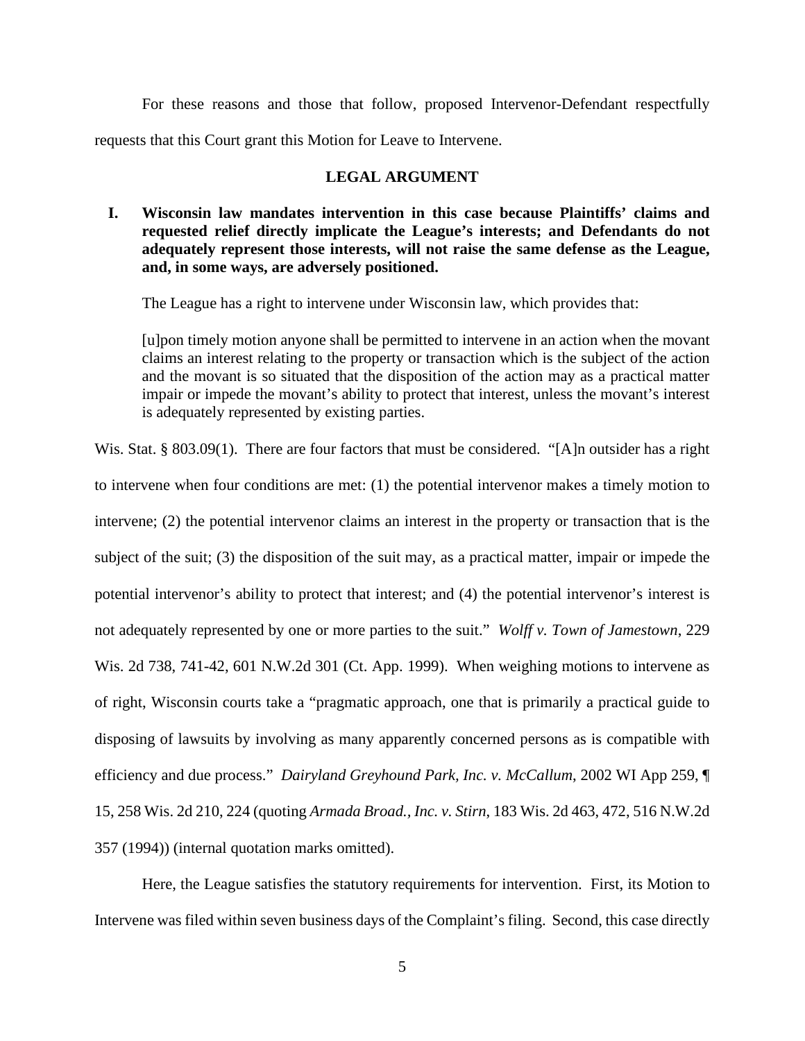For these reasons and those that follow, proposed Intervenor-Defendant respectfully requests that this Court grant this Motion for Leave to Intervene.

## LEGAL ARGUMENT

**I. Wisconsin law mandates intervention in this case because Plaintiffs' claims and requested relief directly implicate the League's interests; and Defendants do not adequately represent those interests, will not raise the same defense as the League, and, in some ways, are adversely positioned.**

The League has a right to intervene under Wisconsin law, which provides that:

> [u]pon timely motion anyone shall be permitted to intervene in an action when the movant claims an interest relating to the property or transaction which is the subject of the action and the movant is so situated that the disposition of the action may as a practical matter impair or impede the movant's ability to protect that interest, unless the movant's interest is adequately represented by existing parties.

Wis. Stat. § 803.09(1). There are four factors that must be considered. "[A]n outsider has a right to intervene when four conditions are met: (1) the potential intervenor makes a timely motion to intervene; (2) the potential intervenor claims an interest in the property or transaction that is the subject of the suit; (3) the disposition of the suit may, as a practical matter, impair or impede the potential intervenor's ability to protect that interest; and (4) the potential intervenor's interest is not adequately represented by one or more parties to the suit." *Wolff v. Town of Jamestown*, 229 Wis. 2d 738, 741-42, 601 N.W.2d 301 (Ct. App. 1999). When weighing motions to intervene as of right, Wisconsin courts take a "pragmatic approach, one that is primarily a practical guide to disposing of lawsuits by involving as many apparently concerned persons as is compatible with efficiency and due process." *Dairyland Greyhound Park, Inc. v. McCallum*, 2002 WI App 259, ¶ 15, 258 Wis. 2d 210, 224 (quoting *Armada Broad., Inc. v. Stirn*, 183 Wis. 2d 463, 472, 516 N.W.2d 357 (1994)) (internal quotation marks omitted).

Here, the League satisfies the statutory requirements for intervention. First, its Motion to Intervene was filed within seven business days of the Complaint's filing. Second, this case directly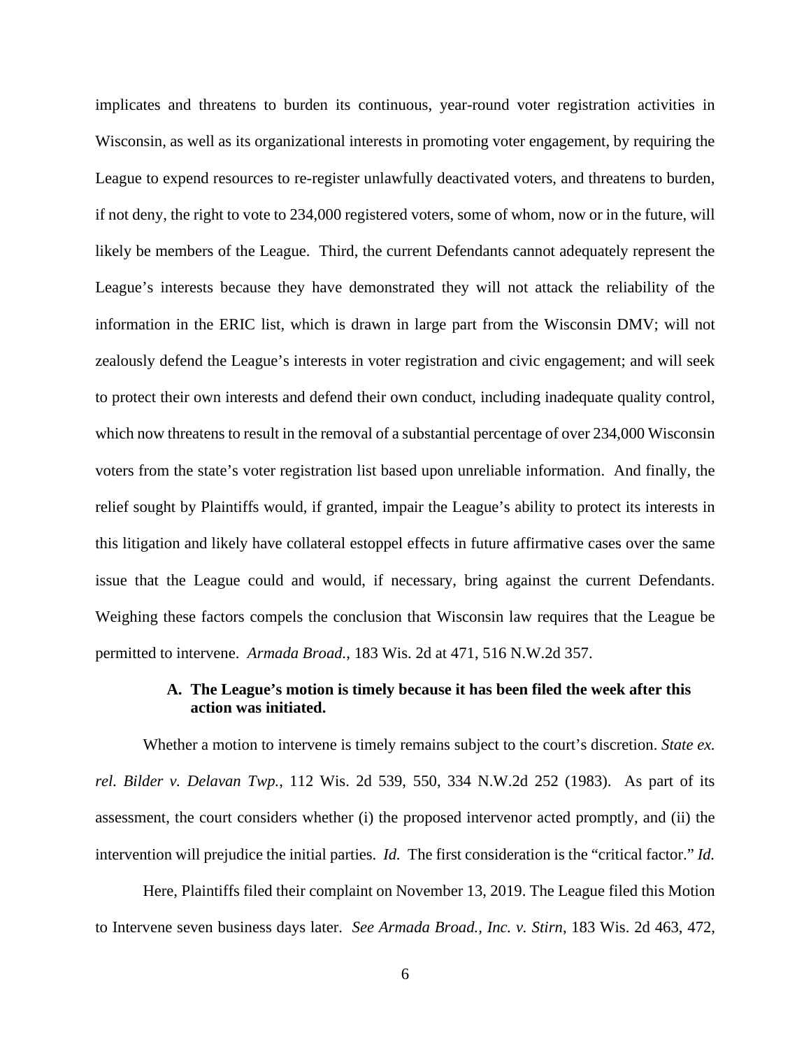implicates and threatens to burden its continuous, year-round voter registration activities in Wisconsin, as well as its organizational interests in promoting voter engagement, by requiring the League to expend resources to re-register unlawfully deactivated voters, and threatens to burden, if not deny, the right to vote to 234,000 registered voters, some of whom, now or in the future, will likely be members of the League. Third, the current Defendants cannot adequately represent the League's interests because they have demonstrated they will not attack the reliability of the information in the ERIC list, which is drawn in large part from the Wisconsin DMV; will not zealously defend the League's interests in voter registration and civic engagement; and will seek to protect their own interests and defend their own conduct, including inadequate quality control, which now threatens to result in the removal of a substantial percentage of over 234,000 Wisconsin voters from the state's voter registration list based upon unreliable information. And finally, the relief sought by Plaintiffs would, if granted, impair the League's ability to protect its interests in this litigation and likely have collateral estoppel effects in future affirmative cases over the same issue that the League could and would, if necessary, bring against the current Defendants. Weighing these factors compels the conclusion that Wisconsin law requires that the League be permitted to intervene. *Armada Broad.*, 183 Wis. 2d at 471, 516 N.W.2d 357.

### A. The League's motion is timely because it has been filed the week after this action was initiated.

Whether a motion to intervene is timely remains subject to the court's discretion. *State ex. rel. Bilder v. Delavan Twp.*, 112 Wis. 2d 539, 550, 334 N.W.2d 252 (1983). As part of its assessment, the court considers whether (i) the proposed intervenor acted promptly, and (ii) the intervention will prejudice the initial parties. *Id.* The first consideration is the "critical factor." *Id.*

Here, Plaintiffs filed their complaint on November 13, 2019. The League filed this Motion to Intervene seven business days later. *See Armada Broad., Inc. v. Stirn*, 183 Wis. 2d 463, 472,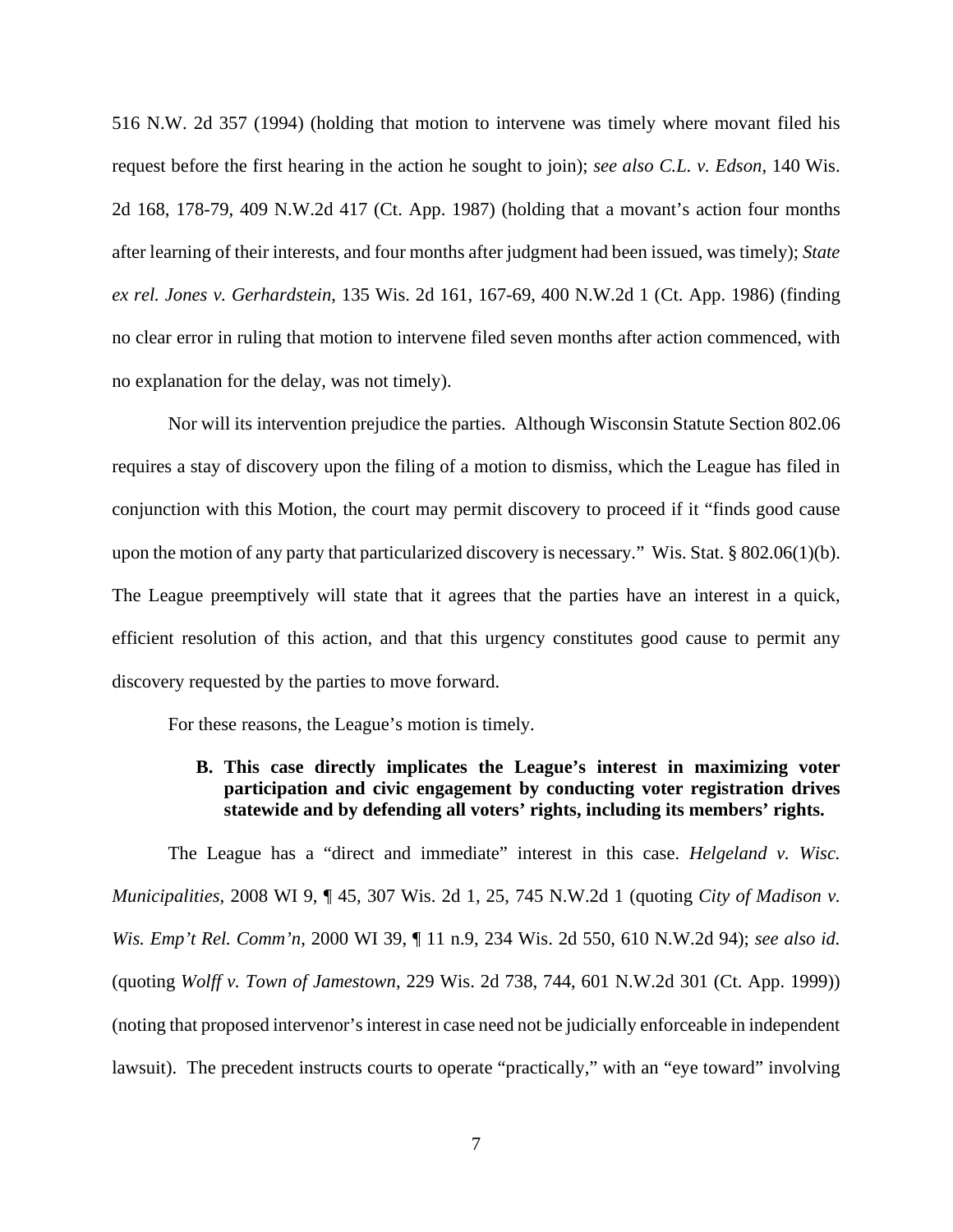516 N.W. 2d 357 (1994) (holding that motion to intervene was timely where movant filed his request before the first hearing in the action he sought to join); *see also C.L. v. Edson*, 140 Wis. 2d 168, 178-79, 409 N.W.2d 417 (Ct. App. 1987) (holding that a movant's action four months after learning of their interests, and four months after judgment had been issued, was timely); *State ex rel. Jones v. Gerhardstein*, 135 Wis. 2d 161, 167-69, 400 N.W.2d 1 (Ct. App. 1986) (finding no clear error in ruling that motion to intervene filed seven months after action commenced, with no explanation for the delay, was not timely).

Nor will its intervention prejudice the parties. Although Wisconsin Statute Section 802.06 requires a stay of discovery upon the filing of a motion to dismiss, which the League has filed in conjunction with this Motion, the court may permit discovery to proceed if it "finds good cause upon the motion of any party that particularized discovery is necessary." Wis. Stat. § 802.06(1)(b). The League preemptively will state that it agrees that the parties have an interest in a quick, efficient resolution of this action, and that this urgency constitutes good cause to permit any discovery requested by the parties to move forward.

For these reasons, the League's motion is timely.

### B. This case directly implicates the League's interest in maximizing voter participation and civic engagement by conducting voter registration drives statewide and by defending all voters' rights, including its members' rights.

The League has a "direct and immediate" interest in this case. *Helgeland v. Wisc. Municipalities*, 2008 WI 9, ¶ 45, 307 Wis. 2d 1, 25, 745 N.W.2d 1 (quoting *City of Madison v. Wis. Emp't Rel. Comm'n*, 2000 WI 39, ¶ 11 n.9, 234 Wis. 2d 550, 610 N.W.2d 94); *see also id.* (quoting *Wolff v. Town of Jamestown*, 229 Wis. 2d 738, 744, 601 N.W.2d 301 (Ct. App. 1999)) (noting that proposed intervenor's interest in case need not be judicially enforceable in independent lawsuit). The precedent instructs courts to operate "practically," with an "eye toward" involving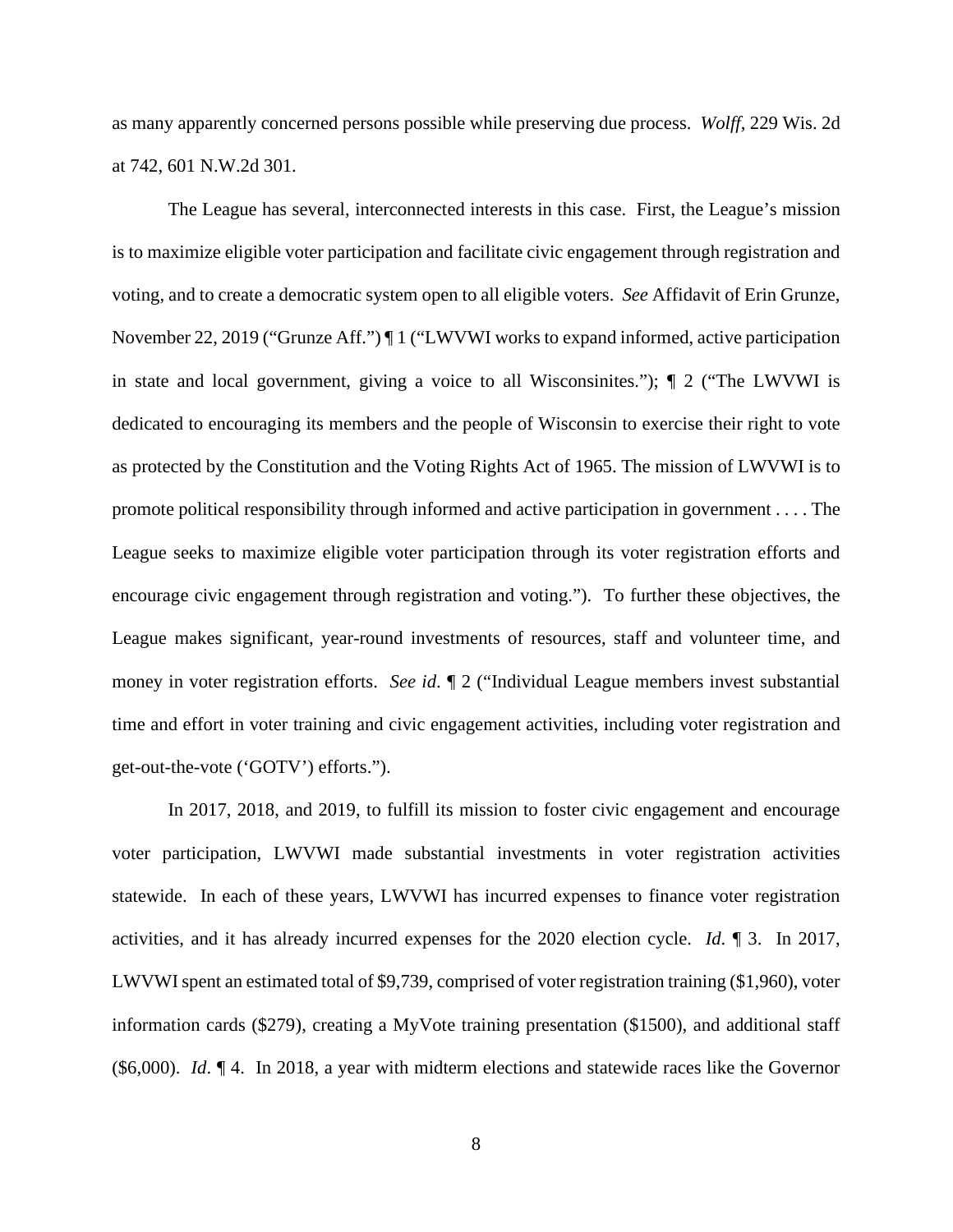as many apparently concerned persons possible while preserving due process. *Wolff*, 229 Wis. 2d at 742, 601 N.W.2d 301.

The League has several, interconnected interests in this case. First, the League's mission is to maximize eligible voter participation and facilitate civic engagement through registration and voting, and to create a democratic system open to all eligible voters. *See* Affidavit of Erin Grunze, November 22, 2019 ("Grunze Aff.") ¶ 1 ("LWVWI works to expand informed, active participation in state and local government, giving a voice to all Wisconsinites."); ¶ 2 ("The LWVWI is dedicated to encouraging its members and the people of Wisconsin to exercise their right to vote as protected by the Constitution and the Voting Rights Act of 1965. The mission of LWVWI is to promote political responsibility through informed and active participation in government . . . . The League seeks to maximize eligible voter participation through its voter registration efforts and encourage civic engagement through registration and voting."). To further these objectives, the League makes significant, year-round investments of resources, staff and volunteer time, and money in voter registration efforts. *See id.* ¶ 2 ("Individual League members invest substantial time and effort in voter training and civic engagement activities, including voter registration and get-out-the-vote ('GOTV') efforts.").

In 2017, 2018, and 2019, to fulfill its mission to foster civic engagement and encourage voter participation, LWVWI made substantial investments in voter registration activities statewide. In each of these years, LWVWI has incurred expenses to finance voter registration activities, and it has already incurred expenses for the 2020 election cycle. *Id.* ¶ 3. In 2017, LWVWI spent an estimated total of $9,739, comprised of voter registration training ($1,960), voter information cards ($279), creating a MyVote training presentation ($1500), and additional staff ($6,000). *Id*. ¶ 4. In 2018, a year with midterm elections and statewide races like the Governor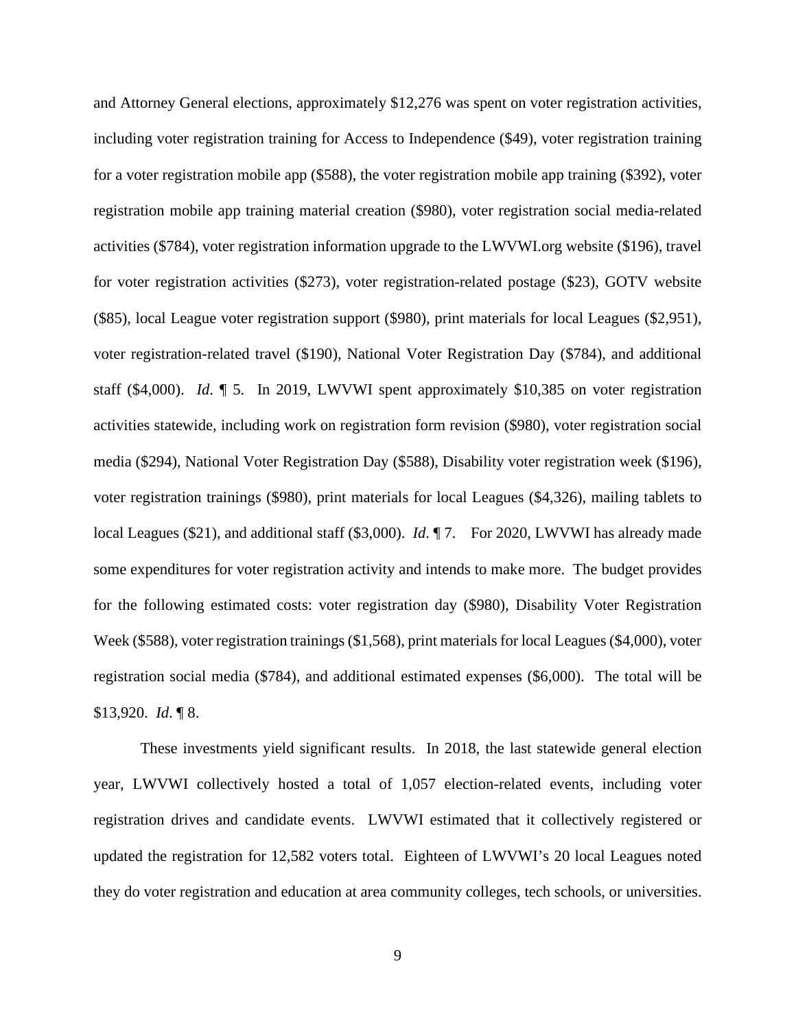and Attorney General elections, approximately $12,276 was spent on voter registration activities, including voter registration training for Access to Independence ($49), voter registration training for a voter registration mobile app ($588), the voter registration mobile app training ($392), voter registration mobile app training material creation ($980), voter registration social media-related activities ($784), voter registration information upgrade to the LWVWI.org website ($196), travel for voter registration activities ($273), voter registration-related postage ($23), GOTV website ($85), local League voter registration support ($980), print materials for local Leagues ($2,951), voter registration-related travel ($190), National Voter Registration Day ($784), and additional staff ($4,000). *Id.* ¶ 5. In 2019, LWVWI spent approximately $10,385 on voter registration activities statewide, including work on registration form revision ($980), voter registration social media ($294), National Voter Registration Day ($588), Disability voter registration week ($196), voter registration trainings ($980), print materials for local Leagues ($4,326), mailing tablets to local Leagues ($21), and additional staff ($3,000). *Id.* ¶ 7. For 2020, LWVWI has already made some expenditures for voter registration activity and intends to make more. The budget provides for the following estimated costs: voter registration day ($980), Disability Voter Registration Week ($588), voter registration trainings ($1,568), print materials for local Leagues ($4,000), voter registration social media ($784), and additional estimated expenses ($6,000). The total will be $13,920. *Id.* ¶ 8.

These investments yield significant results. In 2018, the last statewide general election year, LWVWI collectively hosted a total of 1,057 election-related events, including voter registration drives and candidate events. LWVWI estimated that it collectively registered or updated the registration for 12,582 voters total. Eighteen of LWVWI's 20 local Leagues noted they do voter registration and education at area community colleges, tech schools, or universities.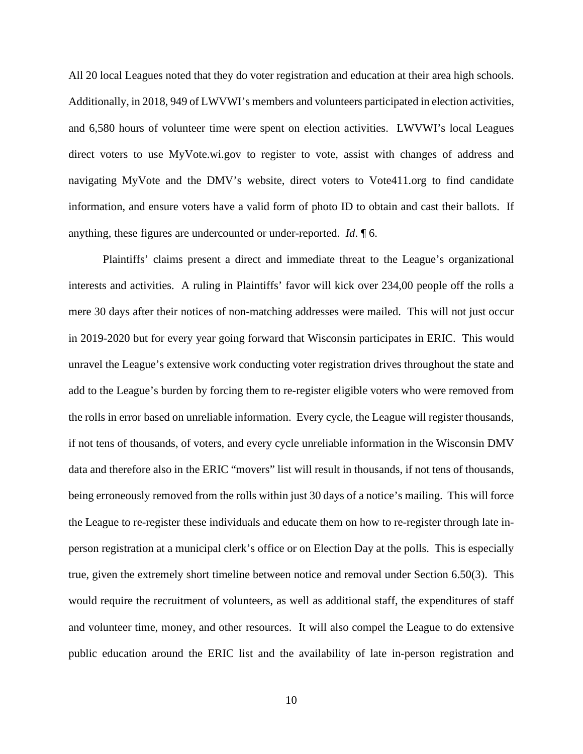All 20 local Leagues noted that they do voter registration and education at their area high schools. Additionally, in 2018, 949 of LWVWI's members and volunteers participated in election activities, and 6,580 hours of volunteer time were spent on election activities. LWVWI's local Leagues direct voters to use MyVote.wi.gov to register to vote, assist with changes of address and navigating MyVote and the DMV's website, direct voters to Vote411.org to find candidate information, and ensure voters have a valid form of photo ID to obtain and cast their ballots. If anything, these figures are undercounted or under-reported. *Id*. ¶ 6.

Plaintiffs' claims present a direct and immediate threat to the League's organizational interests and activities. A ruling in Plaintiffs' favor will kick over 234,00 people off the rolls a mere 30 days after their notices of non-matching addresses were mailed. This will not just occur in 2019-2020 but for every year going forward that Wisconsin participates in ERIC. This would unravel the League's extensive work conducting voter registration drives throughout the state and add to the League's burden by forcing them to re-register eligible voters who were removed from the rolls in error based on unreliable information. Every cycle, the League will register thousands, if not tens of thousands, of voters, and every cycle unreliable information in the Wisconsin DMV data and therefore also in the ERIC "movers" list will result in thousands, if not tens of thousands, being erroneously removed from the rolls within just 30 days of a notice's mailing. This will force the League to re-register these individuals and educate them on how to re-register through late in-person registration at a municipal clerk's office or on Election Day at the polls. This is especially true, given the extremely short timeline between notice and removal under Section 6.50(3). This would require the recruitment of volunteers, as well as additional staff, the expenditures of staff and volunteer time, money, and other resources. It will also compel the League to do extensive public education around the ERIC list and the availability of late in-person registration and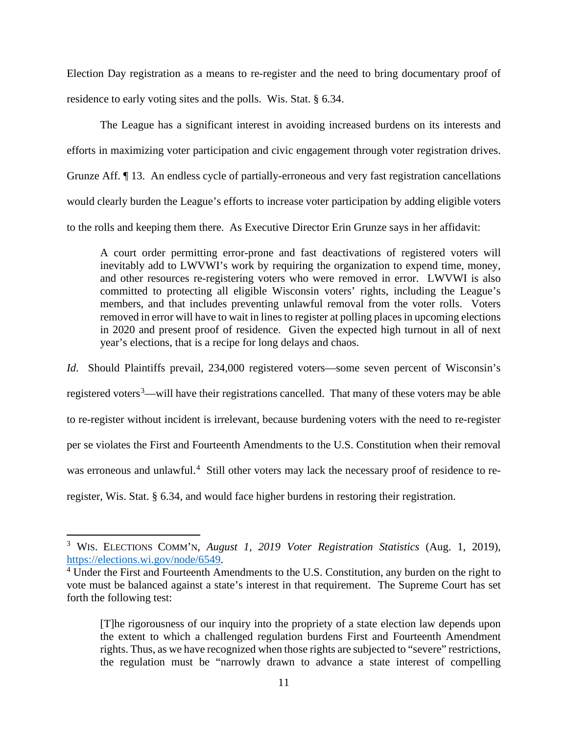Election Day registration as a means to re-register and the need to bring documentary proof of residence to early voting sites and the polls. Wis. Stat. § 6.34.

The League has a significant interest in avoiding increased burdens on its interests and efforts in maximizing voter participation and civic engagement through voter registration drives. Grunze Aff. ¶ 13. An endless cycle of partially-erroneous and very fast registration cancellations would clearly burden the League's efforts to increase voter participation by adding eligible voters to the rolls and keeping them there. As Executive Director Erin Grunze says in her affidavit:

> A court order permitting error-prone and fast deactivations of registered voters will inevitably add to LWVWI's work by requiring the organization to expend time, money, and other resources re-registering voters who were removed in error. LWVWI is also committed to protecting all eligible Wisconsin voters' rights, including the League's members, and that includes preventing unlawful removal from the voter rolls. Voters removed in error will have to wait in lines to register at polling places in upcoming elections in 2020 and present proof of residence. Given the expected high turnout in all of next year's elections, that is a recipe for long delays and chaos.

*Id*. Should Plaintiffs prevail, 234,000 registered voters—some seven percent of Wisconsin's registered voters[3]—will have their registrations cancelled. That many of these voters may be able to re-register without incident is irrelevant, because burdening voters with the need to re-register per se violates the First and Fourteenth Amendments to the U.S. Constitution when their removal was erroneous and unlawful.[4] Still other voters may lack the necessary proof of residence to re-register, Wis. Stat. § 6.34, and would face higher burdens in restoring their registration.

---

[3] WIS. ELECTIONS COMM'N, *August 1, 2019 Voter Registration Statistics* (Aug. 1, 2019), https://elections.wi.gov/node/6549.

[4] Under the First and Fourteenth Amendments to the U.S. Constitution, any burden on the right to vote must be balanced against a state's interest in that requirement. The Supreme Court has set forth the following test:

> [T]he rigorousness of our inquiry into the propriety of a state election law depends upon the extent to which a challenged regulation burdens First and Fourteenth Amendment rights. Thus, as we have recognized when those rights are subjected to "severe" restrictions, the regulation must be "narrowly drawn to advance a state interest of compelling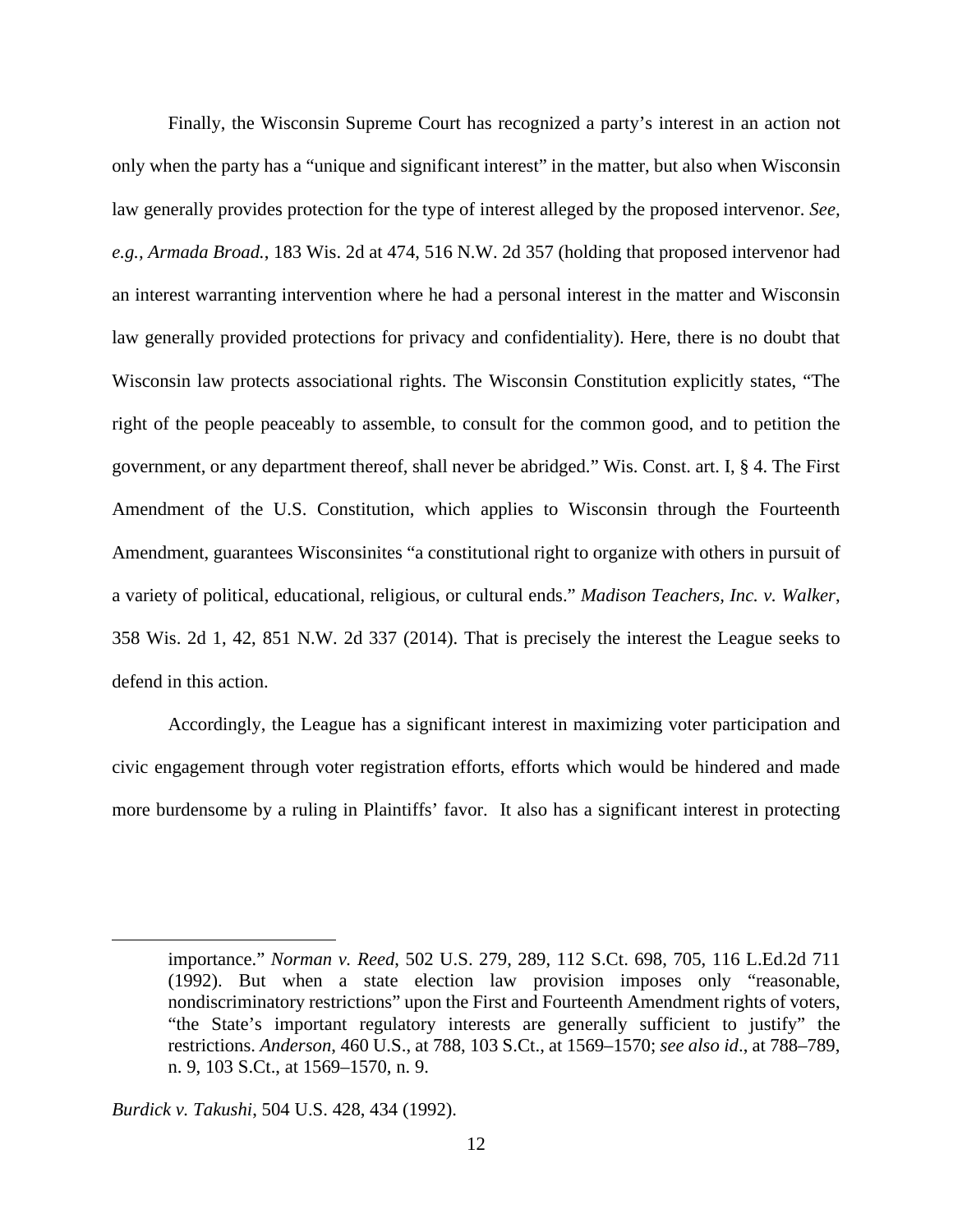Finally, the Wisconsin Supreme Court has recognized a party's interest in an action not only when the party has a "unique and significant interest" in the matter, but also when Wisconsin law generally provides protection for the type of interest alleged by the proposed intervenor. *See, e.g., Armada Broad.*, 183 Wis. 2d at 474, 516 N.W. 2d 357 (holding that proposed intervenor had an interest warranting intervention where he had a personal interest in the matter and Wisconsin law generally provided protections for privacy and confidentiality). Here, there is no doubt that Wisconsin law protects associational rights. The Wisconsin Constitution explicitly states, "The right of the people peaceably to assemble, to consult for the common good, and to petition the government, or any department thereof, shall never be abridged." Wis. Const. art. I, § 4. The First Amendment of the U.S. Constitution, which applies to Wisconsin through the Fourteenth Amendment, guarantees Wisconsinites "a constitutional right to organize with others in pursuit of a variety of political, educational, religious, or cultural ends." *Madison Teachers, Inc. v. Walker*, 358 Wis. 2d 1, 42, 851 N.W. 2d 337 (2014). That is precisely the interest the League seeks to defend in this action.

Accordingly, the League has a significant interest in maximizing voter participation and civic engagement through voter registration efforts, efforts which would be hindered and made more burdensome by a ruling in Plaintiffs' favor. It also has a significant interest in protecting

---

> importance." *Norman v. Reed*, 502 U.S. 279, 289, 112 S.Ct. 698, 705, 116 L.Ed.2d 711 (1992). But when a state election law provision imposes only "reasonable, nondiscriminatory restrictions" upon the First and Fourteenth Amendment rights of voters, "the State's important regulatory interests are generally sufficient to justify" the restrictions. *Anderson*, 460 U.S., at 788, 103 S.Ct., at 1569–1570; *see also id*., at 788–789, n. 9, 103 S.Ct., at 1569–1570, n. 9.

*Burdick v. Takushi*, 504 U.S. 428, 434 (1992).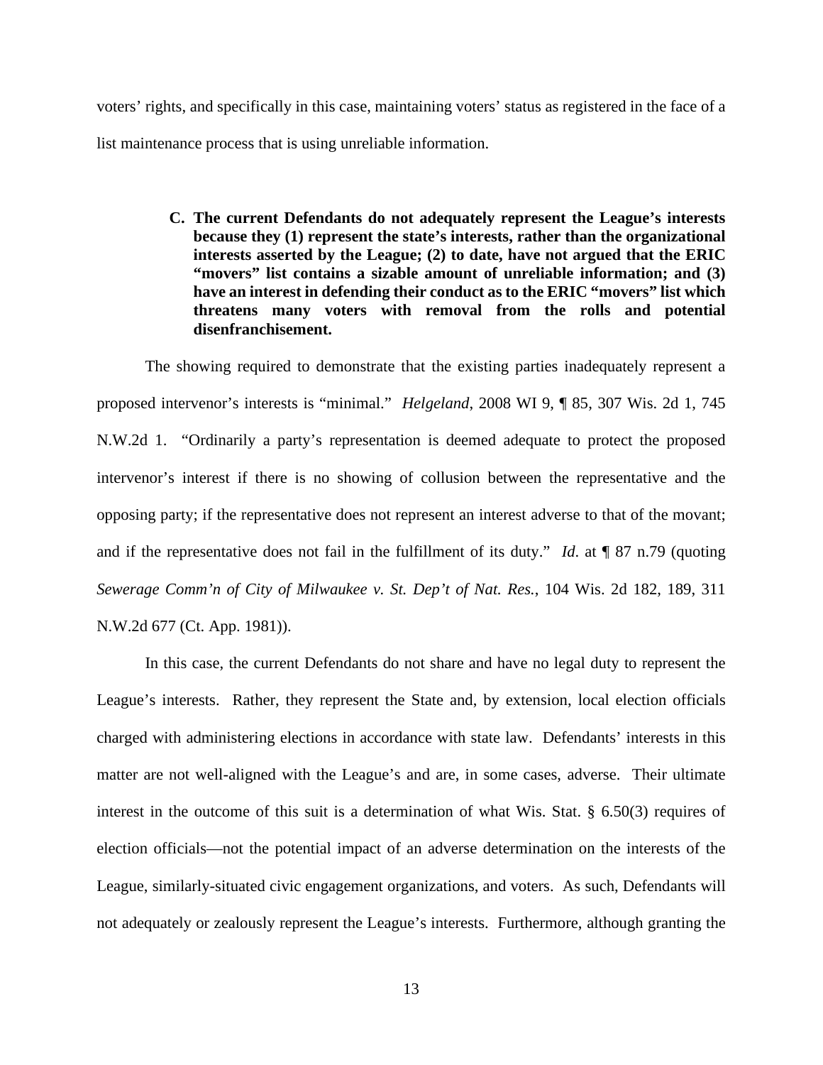voters' rights, and specifically in this case, maintaining voters' status as registered in the face of a list maintenance process that is using unreliable information.

### C. The current Defendants do not adequately represent the League's interests because they (1) represent the state's interests, rather than the organizational interests asserted by the League; (2) to date, have not argued that the ERIC "movers" list contains a sizable amount of unreliable information; and (3) have an interest in defending their conduct as to the ERIC "movers" list which threatens many voters with removal from the rolls and potential disenfranchisement.

The showing required to demonstrate that the existing parties inadequately represent a proposed intervenor's interests is "minimal." *Helgeland*, 2008 WI 9, ¶ 85, 307 Wis. 2d 1, 745 N.W.2d 1. "Ordinarily a party's representation is deemed adequate to protect the proposed intervenor's interest if there is no showing of collusion between the representative and the opposing party; if the representative does not represent an interest adverse to that of the movant; and if the representative does not fail in the fulfillment of its duty." *Id*. at ¶ 87 n.79 (quoting *Sewerage Comm'n of City of Milwaukee v. St. Dep't of Nat. Res.*, 104 Wis. 2d 182, 189, 311 N.W.2d 677 (Ct. App. 1981)).

In this case, the current Defendants do not share and have no legal duty to represent the League's interests. Rather, they represent the State and, by extension, local election officials charged with administering elections in accordance with state law. Defendants' interests in this matter are not well-aligned with the League's and are, in some cases, adverse. Their ultimate interest in the outcome of this suit is a determination of what Wis. Stat. § 6.50(3) requires of election officials—not the potential impact of an adverse determination on the interests of the League, similarly-situated civic engagement organizations, and voters. As such, Defendants will not adequately or zealously represent the League's interests. Furthermore, although granting the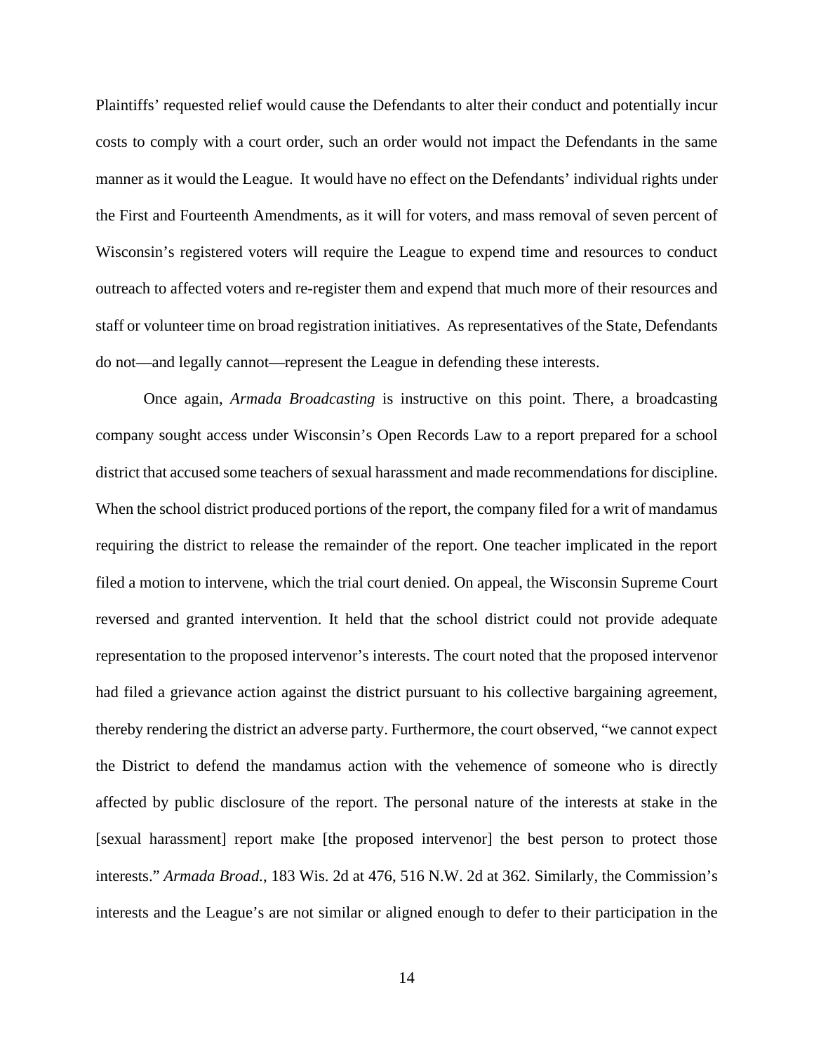Plaintiffs' requested relief would cause the Defendants to alter their conduct and potentially incur costs to comply with a court order, such an order would not impact the Defendants in the same manner as it would the League. It would have no effect on the Defendants' individual rights under the First and Fourteenth Amendments, as it will for voters, and mass removal of seven percent of Wisconsin's registered voters will require the League to expend time and resources to conduct outreach to affected voters and re-register them and expend that much more of their resources and staff or volunteer time on broad registration initiatives. As representatives of the State, Defendants do not—and legally cannot—represent the League in defending these interests.

Once again, *Armada Broadcasting* is instructive on this point. There, a broadcasting company sought access under Wisconsin's Open Records Law to a report prepared for a school district that accused some teachers of sexual harassment and made recommendations for discipline. When the school district produced portions of the report, the company filed for a writ of mandamus requiring the district to release the remainder of the report. One teacher implicated in the report filed a motion to intervene, which the trial court denied. On appeal, the Wisconsin Supreme Court reversed and granted intervention. It held that the school district could not provide adequate representation to the proposed intervenor's interests. The court noted that the proposed intervenor had filed a grievance action against the district pursuant to his collective bargaining agreement, thereby rendering the district an adverse party. Furthermore, the court observed, "we cannot expect the District to defend the mandamus action with the vehemence of someone who is directly affected by public disclosure of the report. The personal nature of the interests at stake in the [sexual harassment] report make [the proposed intervenor] the best person to protect those interests." *Armada Broad.*, 183 Wis. 2d at 476, 516 N.W. 2d at 362. Similarly, the Commission's interests and the League's are not similar or aligned enough to defer to their participation in the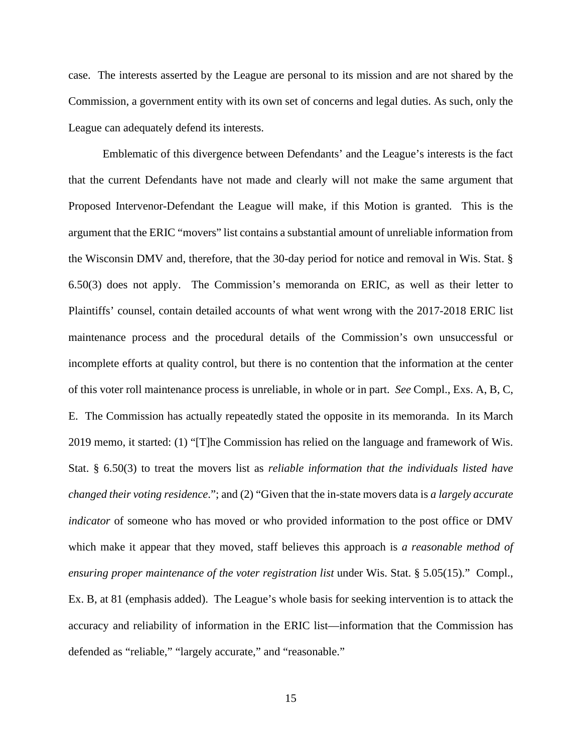case. The interests asserted by the League are personal to its mission and are not shared by the Commission, a government entity with its own set of concerns and legal duties. As such, only the League can adequately defend its interests.

Emblematic of this divergence between Defendants' and the League's interests is the fact that the current Defendants have not made and clearly will not make the same argument that Proposed Intervenor-Defendant the League will make, if this Motion is granted. This is the argument that the ERIC "movers" list contains a substantial amount of unreliable information from the Wisconsin DMV and, therefore, that the 30-day period for notice and removal in Wis. Stat. § 6.50(3) does not apply. The Commission's memoranda on ERIC, as well as their letter to Plaintiffs' counsel, contain detailed accounts of what went wrong with the 2017-2018 ERIC list maintenance process and the procedural details of the Commission's own unsuccessful or incomplete efforts at quality control, but there is no contention that the information at the center of this voter roll maintenance process is unreliable, in whole or in part. *See* Compl., Exs. A, B, C, E. The Commission has actually repeatedly stated the opposite in its memoranda. In its March 2019 memo, it started: (1) "[T]he Commission has relied on the language and framework of Wis. Stat. § 6.50(3) to treat the movers list as *reliable information that the individuals listed have changed their voting residence*."; and (2) "Given that the in-state movers data is *a largely accurate indicator* of someone who has moved or who provided information to the post office or DMV which make it appear that they moved, staff believes this approach is *a reasonable method of ensuring proper maintenance of the voter registration list* under Wis. Stat. § 5.05(15)." Compl., Ex. B, at 81 (emphasis added). The League's whole basis for seeking intervention is to attack the accuracy and reliability of information in the ERIC list—information that the Commission has defended as "reliable," "largely accurate," and "reasonable."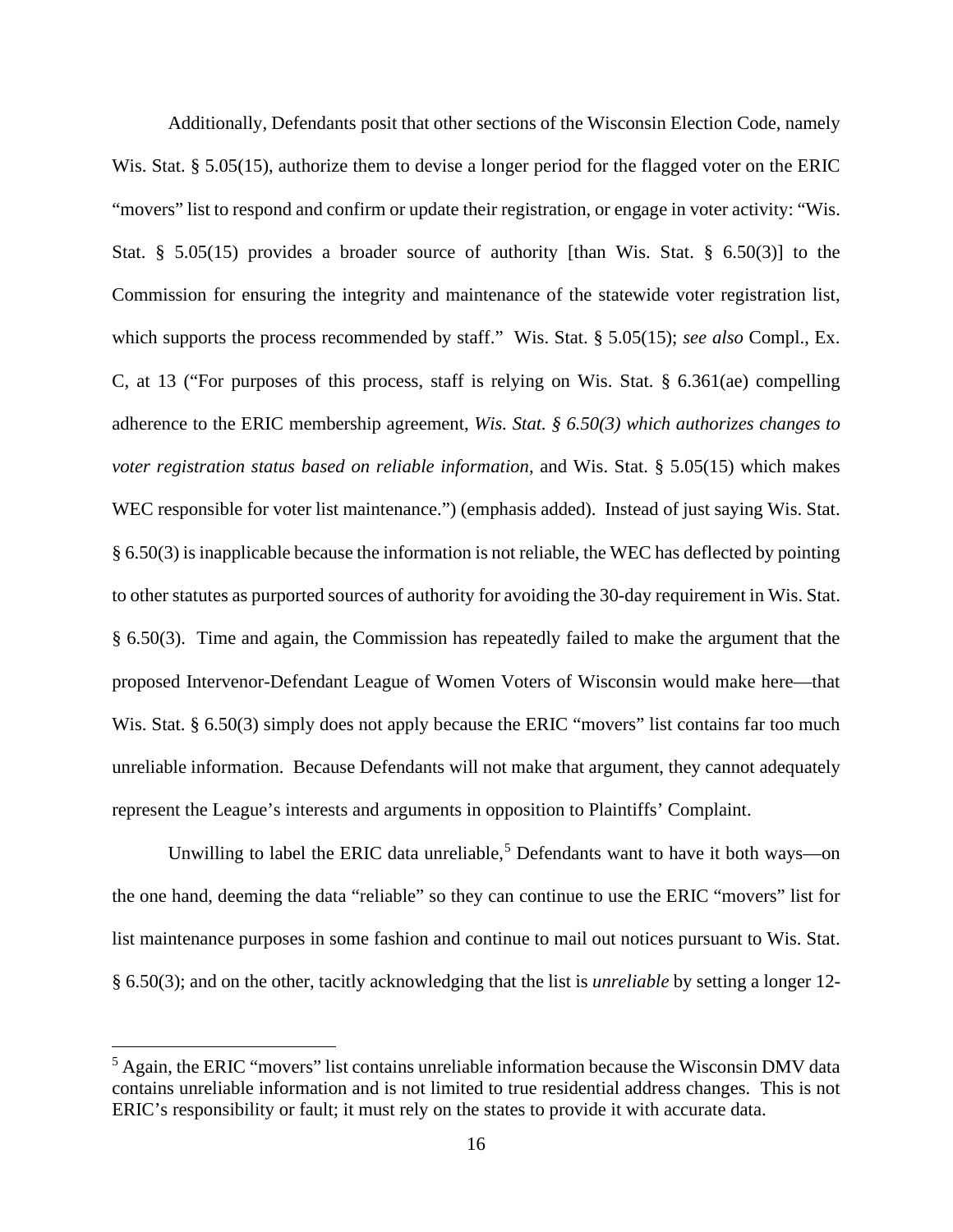Additionally, Defendants posit that other sections of the Wisconsin Election Code, namely Wis. Stat. § 5.05(15), authorize them to devise a longer period for the flagged voter on the ERIC "movers" list to respond and confirm or update their registration, or engage in voter activity: "Wis. Stat. § 5.05(15) provides a broader source of authority [than Wis. Stat. § 6.50(3)] to the Commission for ensuring the integrity and maintenance of the statewide voter registration list, which supports the process recommended by staff." Wis. Stat. § 5.05(15); *see also* Compl., Ex. C, at 13 ("For purposes of this process, staff is relying on Wis. Stat. § 6.361(ae) compelling adherence to the ERIC membership agreement, *Wis. Stat. § 6.50(3) which authorizes changes to voter registration status based on reliable information*, and Wis. Stat. § 5.05(15) which makes WEC responsible for voter list maintenance.") (emphasis added). Instead of just saying Wis. Stat. § 6.50(3) is inapplicable because the information is not reliable, the WEC has deflected by pointing to other statutes as purported sources of authority for avoiding the 30-day requirement in Wis. Stat. § 6.50(3). Time and again, the Commission has repeatedly failed to make the argument that the proposed Intervenor-Defendant League of Women Voters of Wisconsin would make here—that Wis. Stat. § 6.50(3) simply does not apply because the ERIC "movers" list contains far too much unreliable information. Because Defendants will not make that argument, they cannot adequately represent the League's interests and arguments in opposition to Plaintiffs' Complaint.

Unwilling to label the ERIC data unreliable,[5] Defendants want to have it both ways—on the one hand, deeming the data "reliable" so they can continue to use the ERIC "movers" list for list maintenance purposes in some fashion and continue to mail out notices pursuant to Wis. Stat. § 6.50(3); and on the other, tacitly acknowledging that the list is *unreliable* by setting a longer 12-

[5] Again, the ERIC "movers" list contains unreliable information because the Wisconsin DMV data contains unreliable information and is not limited to true residential address changes. This is not ERIC's responsibility or fault; it must rely on the states to provide it with accurate data.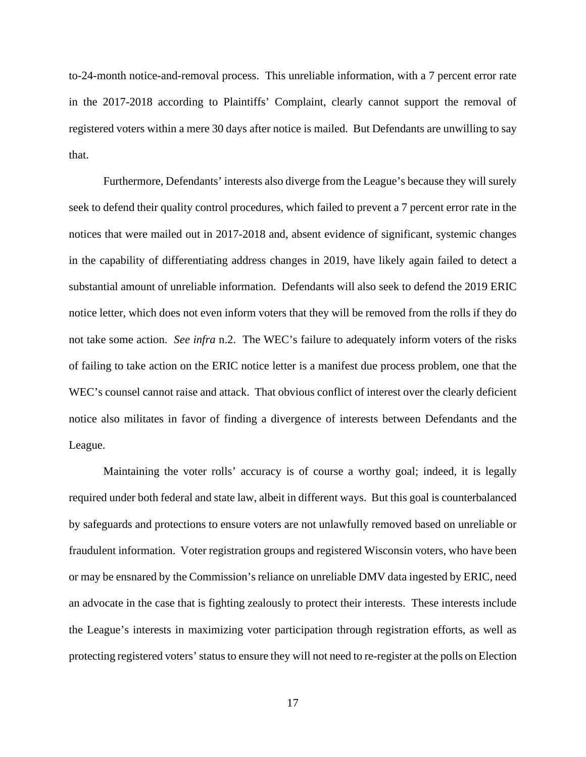to-24-month notice-and-removal process. This unreliable information, with a 7 percent error rate in the 2017-2018 according to Plaintiffs' Complaint, clearly cannot support the removal of registered voters within a mere 30 days after notice is mailed. But Defendants are unwilling to say that.

Furthermore, Defendants' interests also diverge from the League's because they will surely seek to defend their quality control procedures, which failed to prevent a 7 percent error rate in the notices that were mailed out in 2017-2018 and, absent evidence of significant, systemic changes in the capability of differentiating address changes in 2019, have likely again failed to detect a substantial amount of unreliable information. Defendants will also seek to defend the 2019 ERIC notice letter, which does not even inform voters that they will be removed from the rolls if they do not take some action. *See infra* n.2. The WEC's failure to adequately inform voters of the risks of failing to take action on the ERIC notice letter is a manifest due process problem, one that the WEC's counsel cannot raise and attack. That obvious conflict of interest over the clearly deficient notice also militates in favor of finding a divergence of interests between Defendants and the League.

Maintaining the voter rolls' accuracy is of course a worthy goal; indeed, it is legally required under both federal and state law, albeit in different ways. But this goal is counterbalanced by safeguards and protections to ensure voters are not unlawfully removed based on unreliable or fraudulent information. Voter registration groups and registered Wisconsin voters, who have been or may be ensnared by the Commission's reliance on unreliable DMV data ingested by ERIC, need an advocate in the case that is fighting zealously to protect their interests. These interests include the League's interests in maximizing voter participation through registration efforts, as well as protecting registered voters' status to ensure they will not need to re-register at the polls on Election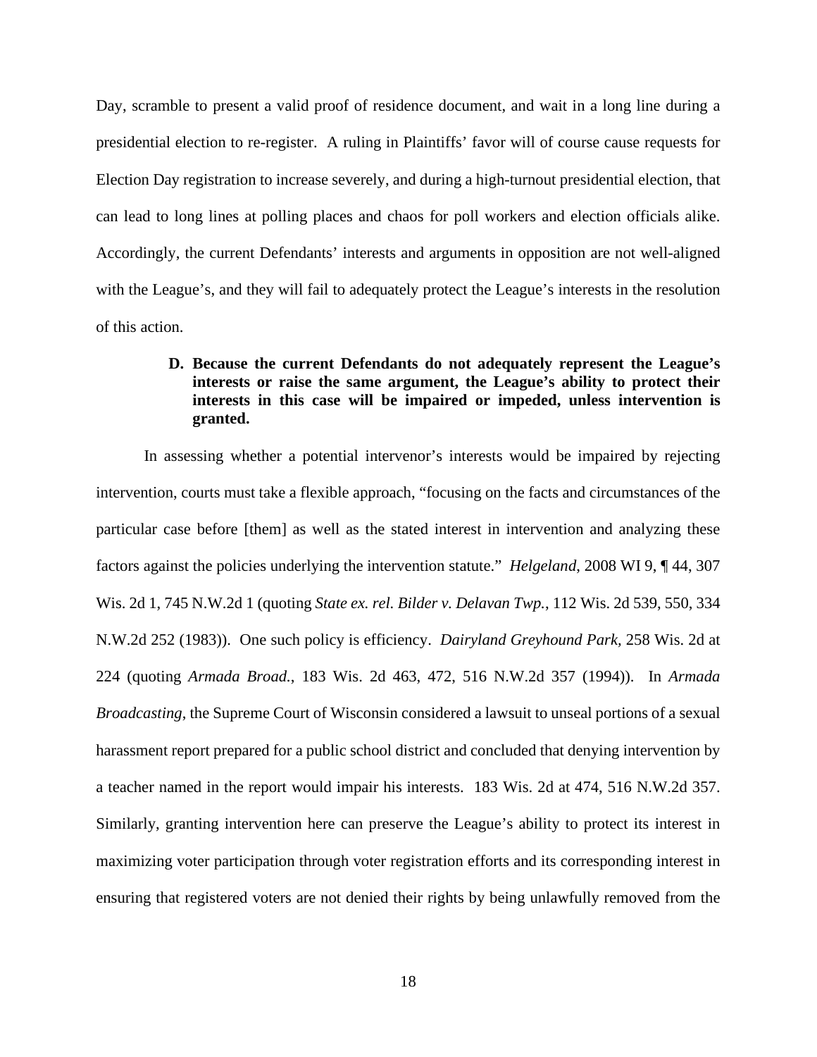Day, scramble to present a valid proof of residence document, and wait in a long line during a presidential election to re-register. A ruling in Plaintiffs' favor will of course cause requests for Election Day registration to increase severely, and during a high-turnout presidential election, that can lead to long lines at polling places and chaos for poll workers and election officials alike. Accordingly, the current Defendants' interests and arguments in opposition are not well-aligned with the League's, and they will fail to adequately protect the League's interests in the resolution of this action.

**D. Because the current Defendants do not adequately represent the League's interests or raise the same argument, the League's ability to protect their interests in this case will be impaired or impeded, unless intervention is granted.**

In assessing whether a potential intervenor's interests would be impaired by rejecting intervention, courts must take a flexible approach, "focusing on the facts and circumstances of the particular case before [them] as well as the stated interest in intervention and analyzing these factors against the policies underlying the intervention statute." *Helgeland*, 2008 WI 9, ¶ 44, 307 Wis. 2d 1, 745 N.W.2d 1 (quoting *State ex. rel. Bilder v. Delavan Twp.*, 112 Wis. 2d 539, 550, 334 N.W.2d 252 (1983)). One such policy is efficiency. *Dairyland Greyhound Park,* 258 Wis. 2d at 224 (quoting *Armada Broad.*, 183 Wis. 2d 463, 472, 516 N.W.2d 357 (1994)). In *Armada Broadcasting*, the Supreme Court of Wisconsin considered a lawsuit to unseal portions of a sexual harassment report prepared for a public school district and concluded that denying intervention by a teacher named in the report would impair his interests. 183 Wis. 2d at 474, 516 N.W.2d 357. Similarly, granting intervention here can preserve the League's ability to protect its interest in maximizing voter participation through voter registration efforts and its corresponding interest in ensuring that registered voters are not denied their rights by being unlawfully removed from the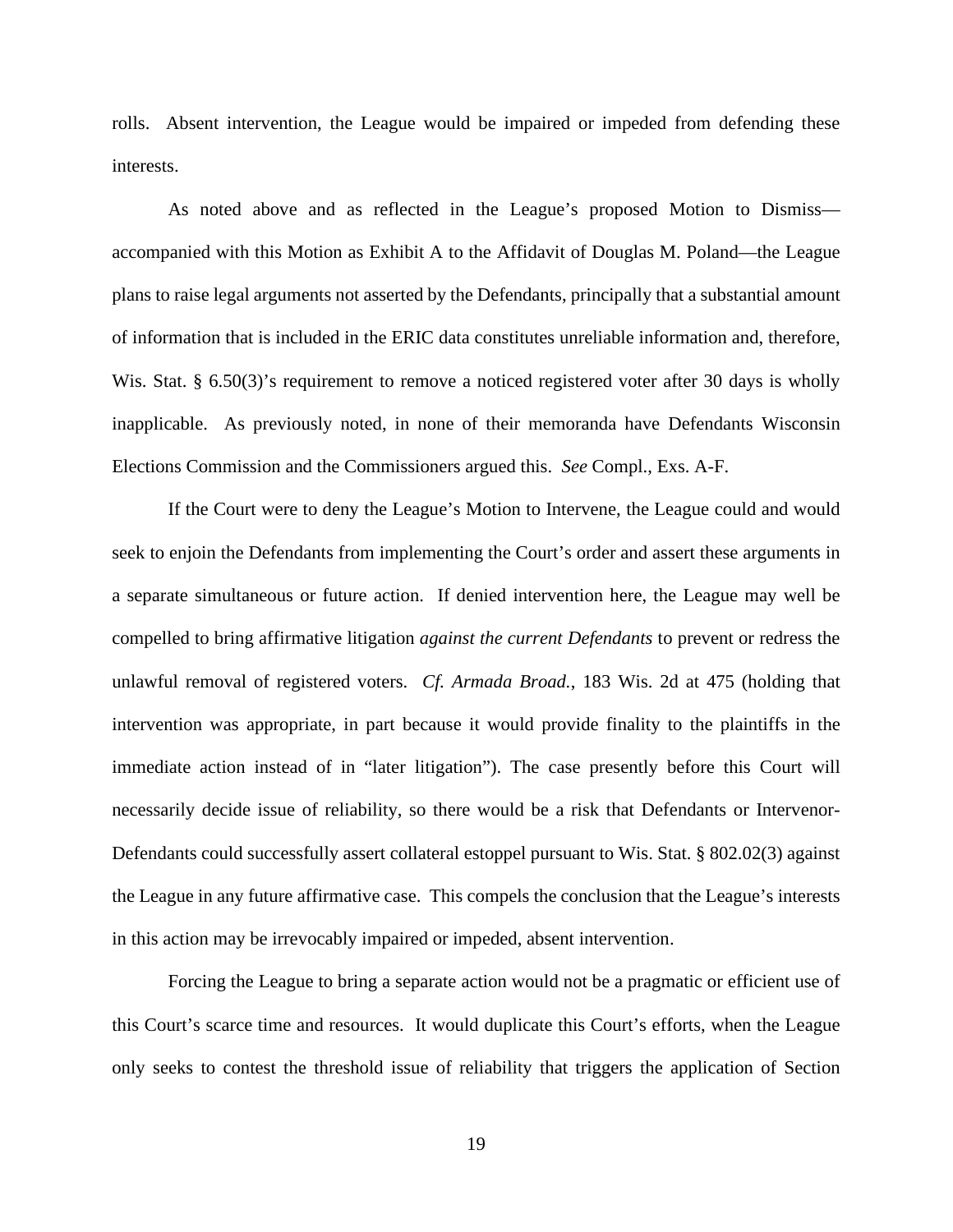rolls. Absent intervention, the League would be impaired or impeded from defending these interests.

As noted above and as reflected in the League's proposed Motion to Dismiss—accompanied with this Motion as Exhibit A to the Affidavit of Douglas M. Poland—the League plans to raise legal arguments not asserted by the Defendants, principally that a substantial amount of information that is included in the ERIC data constitutes unreliable information and, therefore, Wis. Stat. § 6.50(3)'s requirement to remove a noticed registered voter after 30 days is wholly inapplicable. As previously noted, in none of their memoranda have Defendants Wisconsin Elections Commission and the Commissioners argued this. *See* Compl., Exs. A-F.

If the Court were to deny the League's Motion to Intervene, the League could and would seek to enjoin the Defendants from implementing the Court's order and assert these arguments in a separate simultaneous or future action. If denied intervention here, the League may well be compelled to bring affirmative litigation *against the current Defendants* to prevent or redress the unlawful removal of registered voters. *Cf. Armada Broad.*, 183 Wis. 2d at 475 (holding that intervention was appropriate, in part because it would provide finality to the plaintiffs in the immediate action instead of in "later litigation"). The case presently before this Court will necessarily decide issue of reliability, so there would be a risk that Defendants or Intervenor-Defendants could successfully assert collateral estoppel pursuant to Wis. Stat. § 802.02(3) against the League in any future affirmative case. This compels the conclusion that the League's interests in this action may be irrevocably impaired or impeded, absent intervention.

Forcing the League to bring a separate action would not be a pragmatic or efficient use of this Court's scarce time and resources. It would duplicate this Court's efforts, when the League only seeks to contest the threshold issue of reliability that triggers the application of Section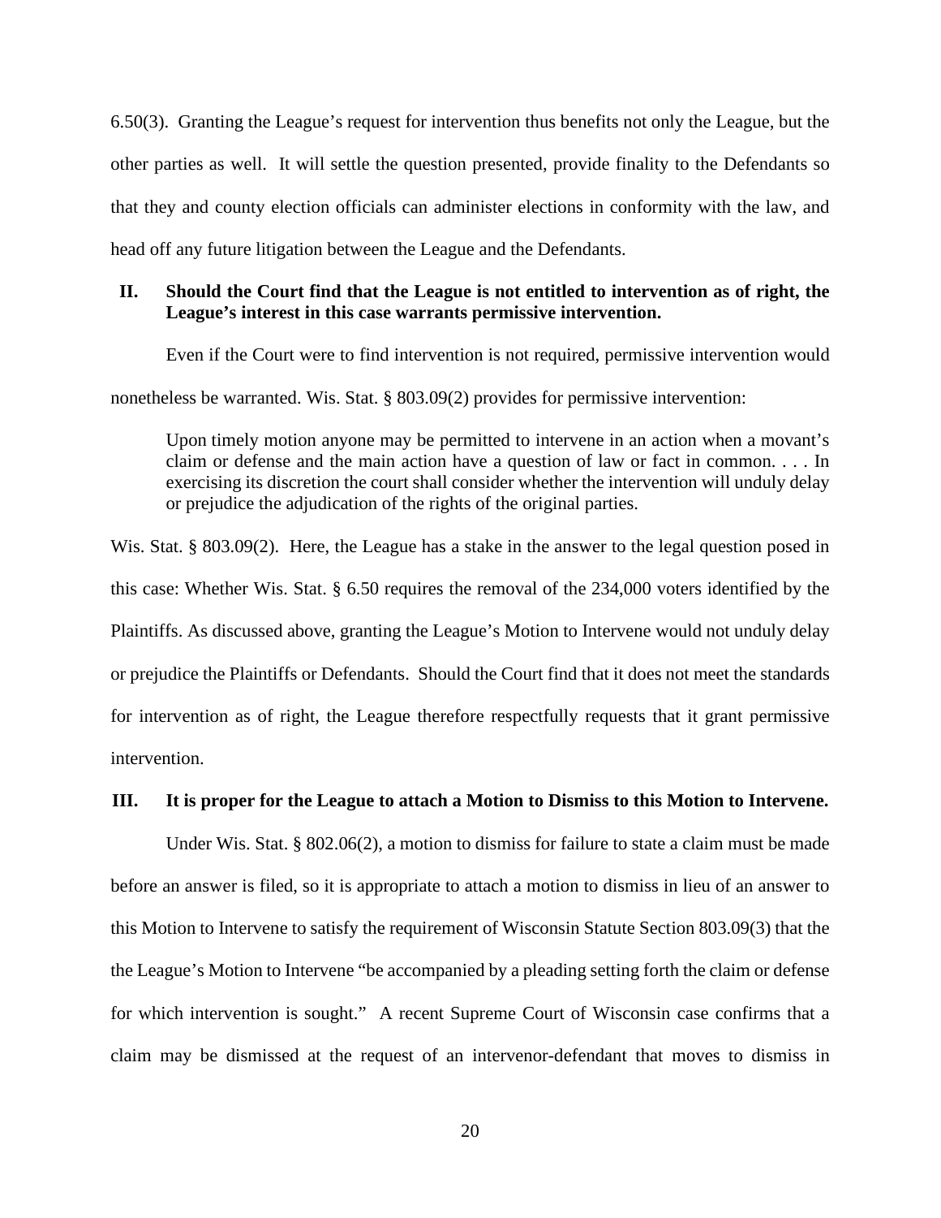6.50(3). Granting the League's request for intervention thus benefits not only the League, but the other parties as well. It will settle the question presented, provide finality to the Defendants so that they and county election officials can administer elections in conformity with the law, and head off any future litigation between the League and the Defendants.

## II. Should the Court find that the League is not entitled to intervention as of right, the League's interest in this case warrants permissive intervention.

Even if the Court were to find intervention is not required, permissive intervention would nonetheless be warranted. Wis. Stat. § 803.09(2) provides for permissive intervention:

> Upon timely motion anyone may be permitted to intervene in an action when a movant's claim or defense and the main action have a question of law or fact in common. . . . In exercising its discretion the court shall consider whether the intervention will unduly delay or prejudice the adjudication of the rights of the original parties.

Wis. Stat. § 803.09(2). Here, the League has a stake in the answer to the legal question posed in this case: Whether Wis. Stat. § 6.50 requires the removal of the 234,000 voters identified by the Plaintiffs. As discussed above, granting the League's Motion to Intervene would not unduly delay or prejudice the Plaintiffs or Defendants. Should the Court find that it does not meet the standards for intervention as of right, the League therefore respectfully requests that it grant permissive intervention.

## III. It is proper for the League to attach a Motion to Dismiss to this Motion to Intervene.

Under Wis. Stat. § 802.06(2), a motion to dismiss for failure to state a claim must be made before an answer is filed, so it is appropriate to attach a motion to dismiss in lieu of an answer to this Motion to Intervene to satisfy the requirement of Wisconsin Statute Section 803.09(3) that the the League's Motion to Intervene "be accompanied by a pleading setting forth the claim or defense for which intervention is sought." A recent Supreme Court of Wisconsin case confirms that a claim may be dismissed at the request of an intervenor-defendant that moves to dismiss in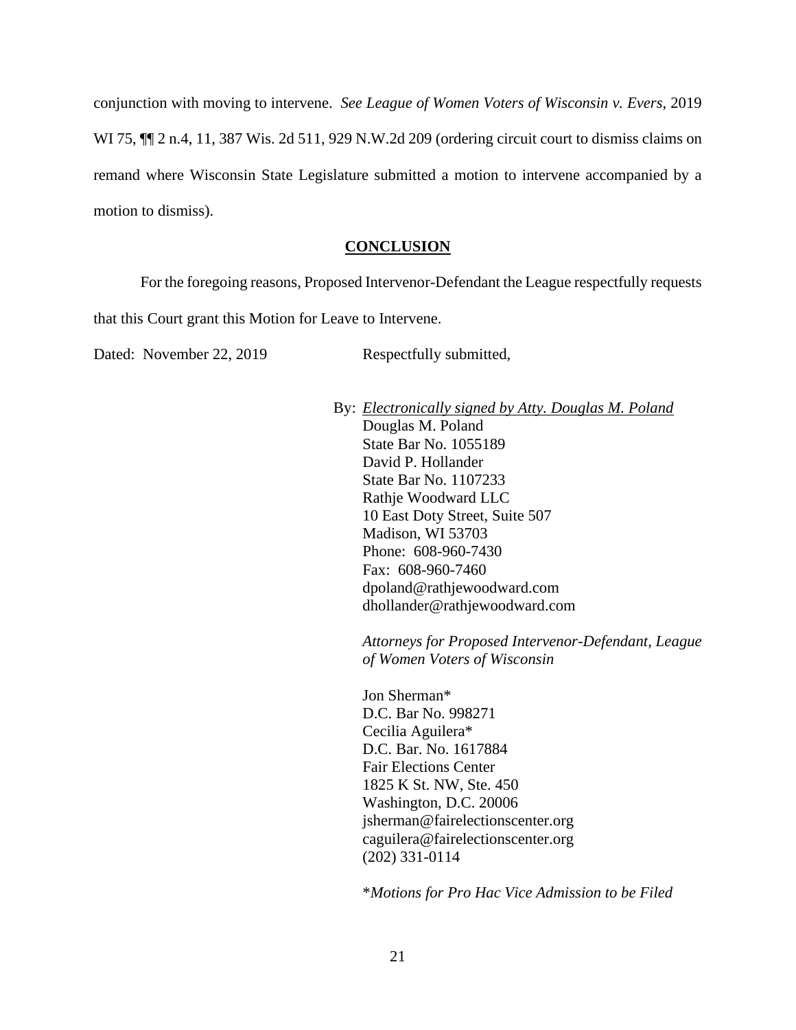conjunction with moving to intervene. *See League of Women Voters of Wisconsin v. Evers*, 2019 WI 75, ¶¶ 2 n.4, 11, 387 Wis. 2d 511, 929 N.W.2d 209 (ordering circuit court to dismiss claims on remand where Wisconsin State Legislature submitted a motion to intervene accompanied by a motion to dismiss).

## CONCLUSION

For the foregoing reasons, Proposed Intervenor-Defendant the League respectfully requests that this Court grant this Motion for Leave to Intervene.

Dated: November 22, 2019

Respectfully submitted,

By: *Electronically signed by Atty. Douglas M. Poland*
Douglas M. Poland
State Bar No. 1055189
David P. Hollander
State Bar No. 1107233
Rathje Woodward LLC
10 East Doty Street, Suite 507
Madison, WI 53703
Phone: 608-960-7430
Fax: 608-960-7460
dpoland@rathjewoodward.com
dhollander@rathjewoodward.com

*Attorneys for Proposed Intervenor-Defendant, League of Women Voters of Wisconsin*

Jon Sherman*
D.C. Bar No. 998271
Cecilia Aguilera*
D.C. Bar. No. 1617884
Fair Elections Center
1825 K St. NW, Ste. 450
Washington, D.C. 20006
jsherman@fairelectionscenter.org
caguilera@fairelectionscenter.org
(202) 331-0114

**Motions for Pro Hac Vice Admission to be Filed*